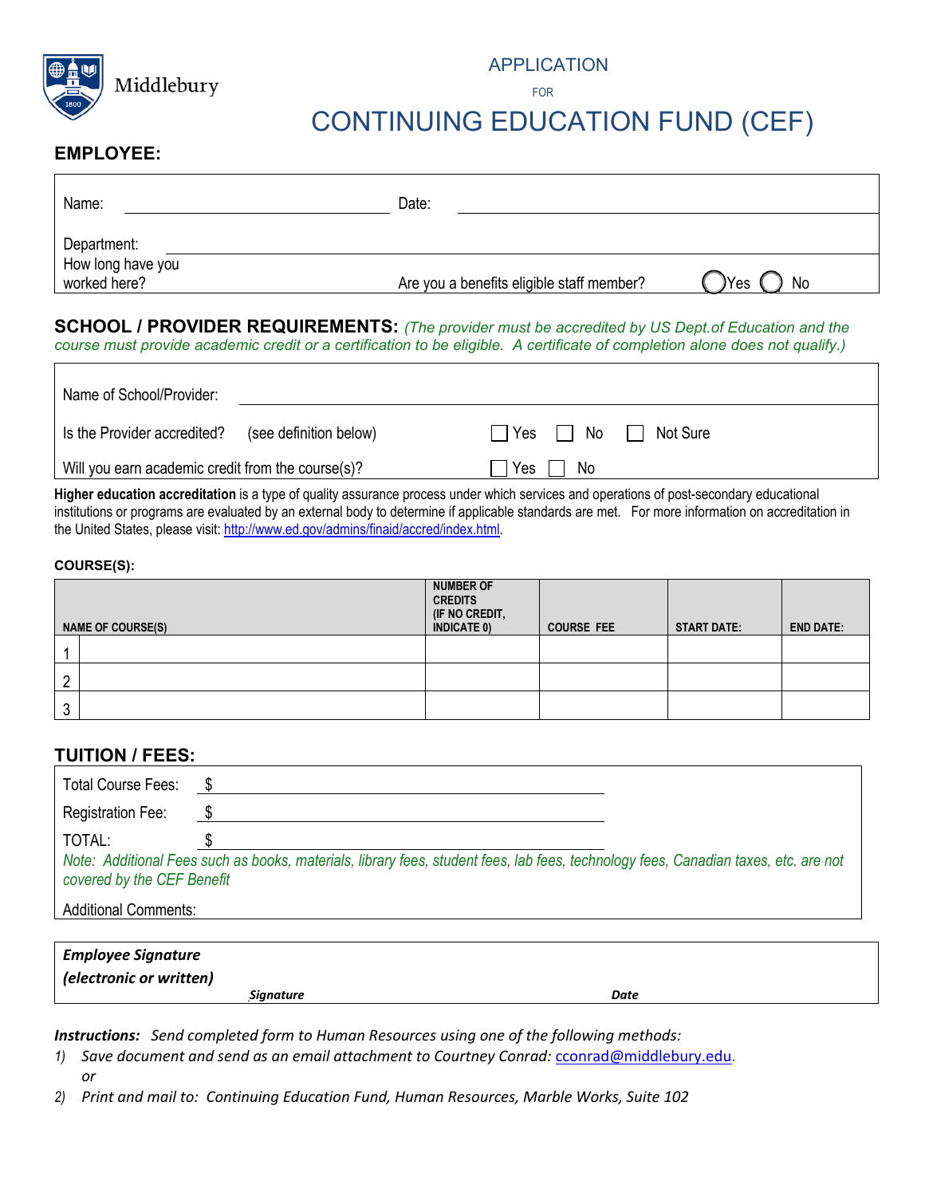Middlebury

# APPLICATION

FOR

# CONTINUING EDUCATION FUND (CEF)

## EMPLOYEE:

Name: ______________________ Date: ______________________

Department: ______________________

How long have you worked here? Are you a benefits eligible staff member? ◯ Yes ◯ No

## SCHOOL / PROVIDER REQUIREMENTS: *(The provider must be accredited by US Dept.of Education and the course must provide academic credit or a certification to be eligible. A certificate of completion alone does not qualify.)*

Name of School/Provider: ______________________

Is the Provider accredited? (see definition below) ☐ Yes ☐ No ☐ Not Sure

Will you earn academic credit from the course(s)? ☐ Yes ☐ No

**Higher education accreditation** is a type of quality assurance process under which services and operations of post-secondary educational institutions or programs are evaluated by an external body to determine if applicable standards are met. For more information on accreditation in the United States, please visit: http://www.ed.gov/admins/finaid/accred/index.html.

**COURSE(S):**

| | NAME OF COURSE(S) | NUMBER OF CREDITS (IF NO CREDIT, INDICATE 0) | COURSE FEE | START DATE: | END DATE: |
|---|---|---|---|---|---|
| 1 | | | | | |
| 2 | | | | | |
| 3 | | | | | |

## TUITION / FEES:

Total Course Fees: $ ______________________

Registration Fee: $ ______________________

TOTAL: $ ______________________

*Note: Additional Fees such as books, materials, library fees, student fees, lab fees, technology fees, Canadian taxes, etc. are not covered by the CEF Benefit*

Additional Comments:

***Employee Signature (electronic or written)***

***Signature*** ***Date***

***Instructions:*** *Send completed form to Human Resources using one of the following methods:*

1) *Save document and send as an email attachment to Courtney Conrad: cconrad@middlebury.edu.*
   *or*
2) *Print and mail to: Continuing Education Fund, Human Resources, Marble Works, Suite 102*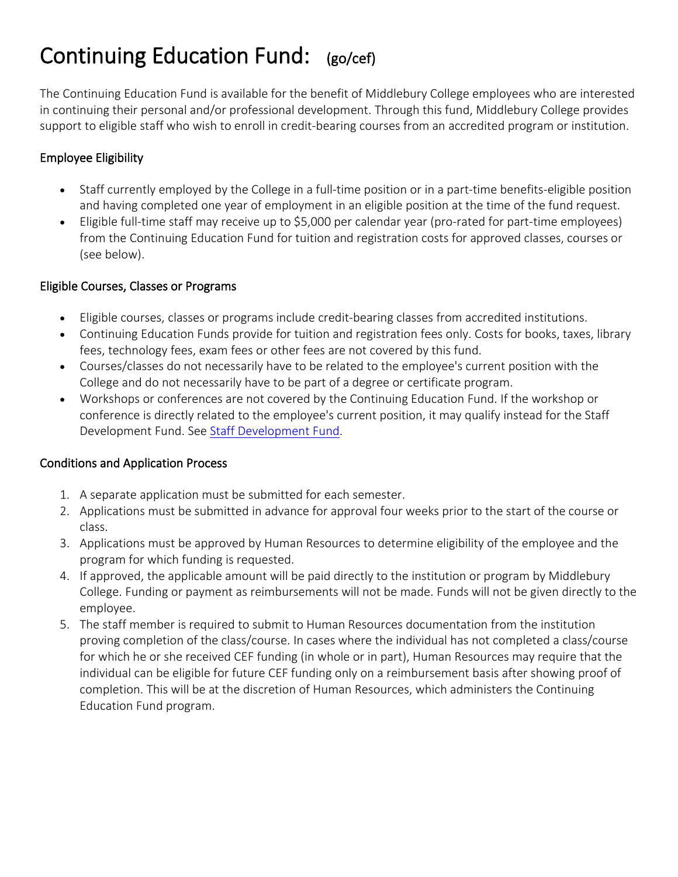# Continuing Education Fund: (go/cef)

The Continuing Education Fund is available for the benefit of Middlebury College employees who are interested in continuing their personal and/or professional development. Through this fund, Middlebury College provides support to eligible staff who wish to enroll in credit-bearing courses from an accredited program or institution.

## Employee Eligibility

- Staff currently employed by the College in a full-time position or in a part-time benefits-eligible position and having completed one year of employment in an eligible position at the time of the fund request.
- Eligible full-time staff may receive up to $5,000 per calendar year (pro-rated for part-time employees) from the Continuing Education Fund for tuition and registration costs for approved classes, courses or (see below).

## Eligible Courses, Classes or Programs

- Eligible courses, classes or programs include credit-bearing classes from accredited institutions.
- Continuing Education Funds provide for tuition and registration fees only. Costs for books, taxes, library fees, technology fees, exam fees or other fees are not covered by this fund.
- Courses/classes do not necessarily have to be related to the employee's current position with the College and do not necessarily have to be part of a degree or certificate program.
- Workshops or conferences are not covered by the Continuing Education Fund. If the workshop or conference is directly related to the employee's current position, it may qualify instead for the Staff Development Fund. See Staff Development Fund.

## Conditions and Application Process

1. A separate application must be submitted for each semester.
2. Applications must be submitted in advance for approval four weeks prior to the start of the course or class.
3. Applications must be approved by Human Resources to determine eligibility of the employee and the program for which funding is requested.
4. If approved, the applicable amount will be paid directly to the institution or program by Middlebury College. Funding or payment as reimbursements will not be made. Funds will not be given directly to the employee.
5. The staff member is required to submit to Human Resources documentation from the institution proving completion of the class/course. In cases where the individual has not completed a class/course for which he or she received CEF funding (in whole or in part), Human Resources may require that the individual can be eligible for future CEF funding only on a reimbursement basis after showing proof of completion. This will be at the discretion of Human Resources, which administers the Continuing Education Fund program.